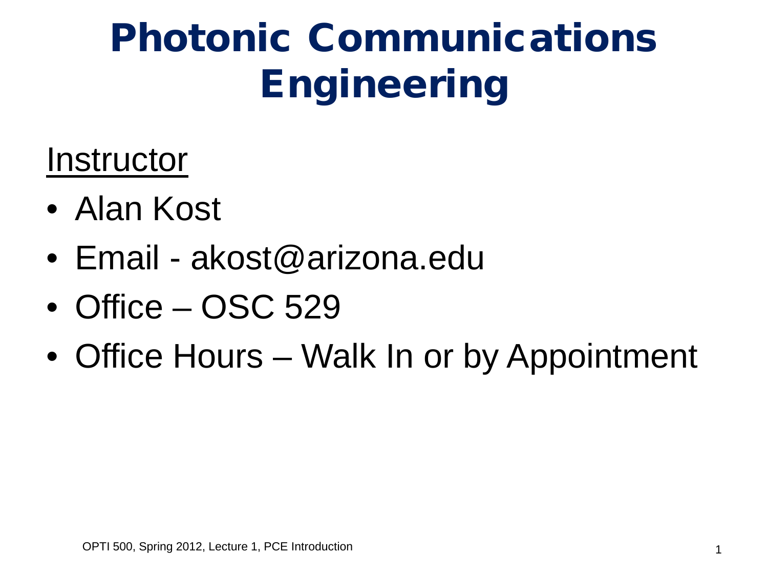# Photonic Communications Engineering

## Instructor

- Alan Kost
- Email - akost@arizona.edu
- Office – OSC 529
- Office Hours – Walk In or by Appointment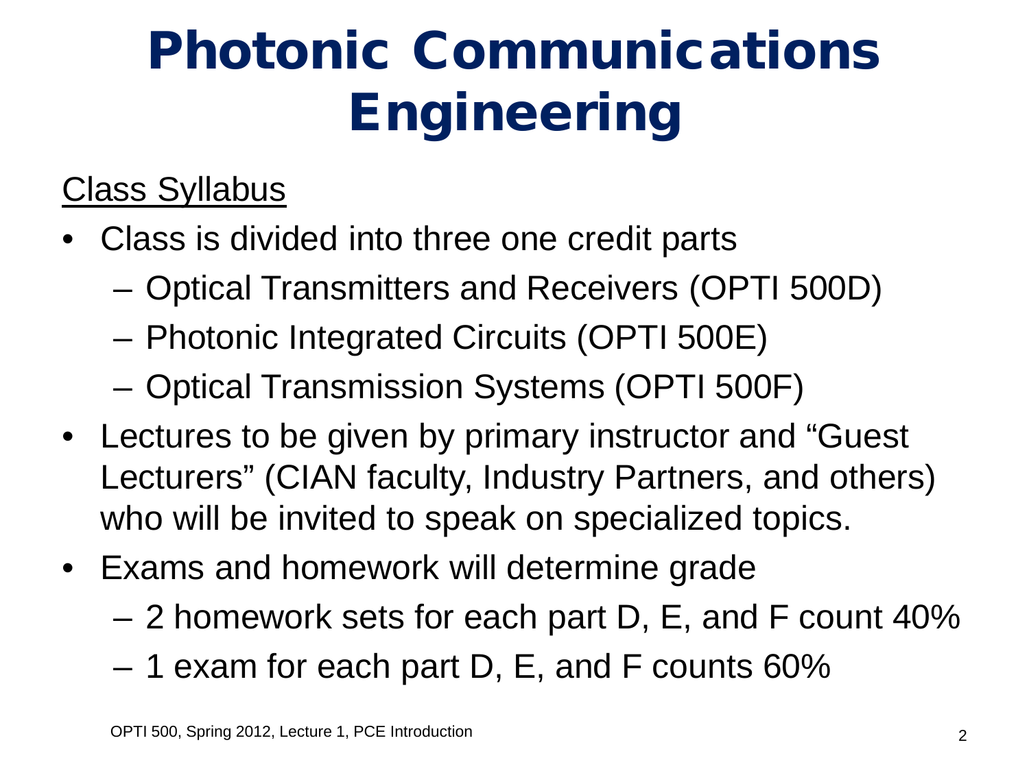# Photonic Communications Engineering

Class Syllabus

- Class is divided into three one credit parts
  - Optical Transmitters and Receivers (OPTI 500D)
  - Photonic Integrated Circuits (OPTI 500E)
  - Optical Transmission Systems (OPTI 500F)
- Lectures to be given by primary instructor and "Guest Lecturers" (CIAN faculty, Industry Partners, and others) who will be invited to speak on specialized topics.
- Exams and homework will determine grade
  - 2 homework sets for each part D, E, and F count 40%
  - 1 exam for each part D, E, and F counts 60%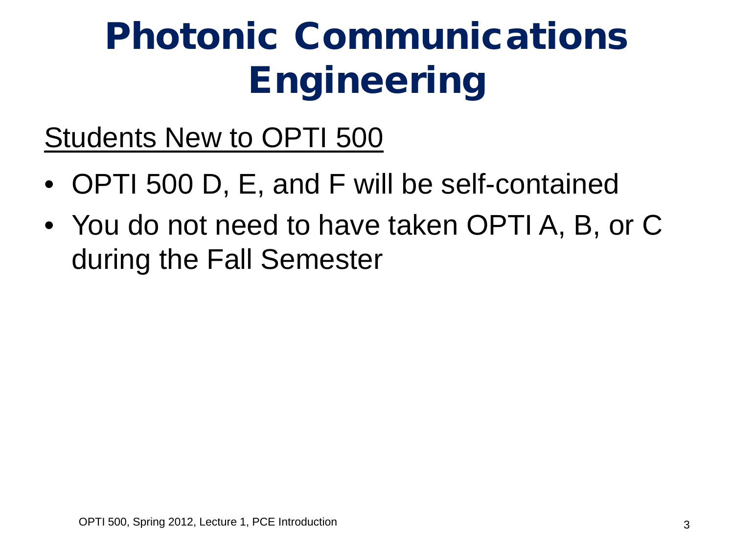# Photonic Communications Engineering

<u>Students New to OPTI 500</u>

- OPTI 500 D, E, and F will be self-contained
- You do not need to have taken OPTI A, B, or C during the Fall Semester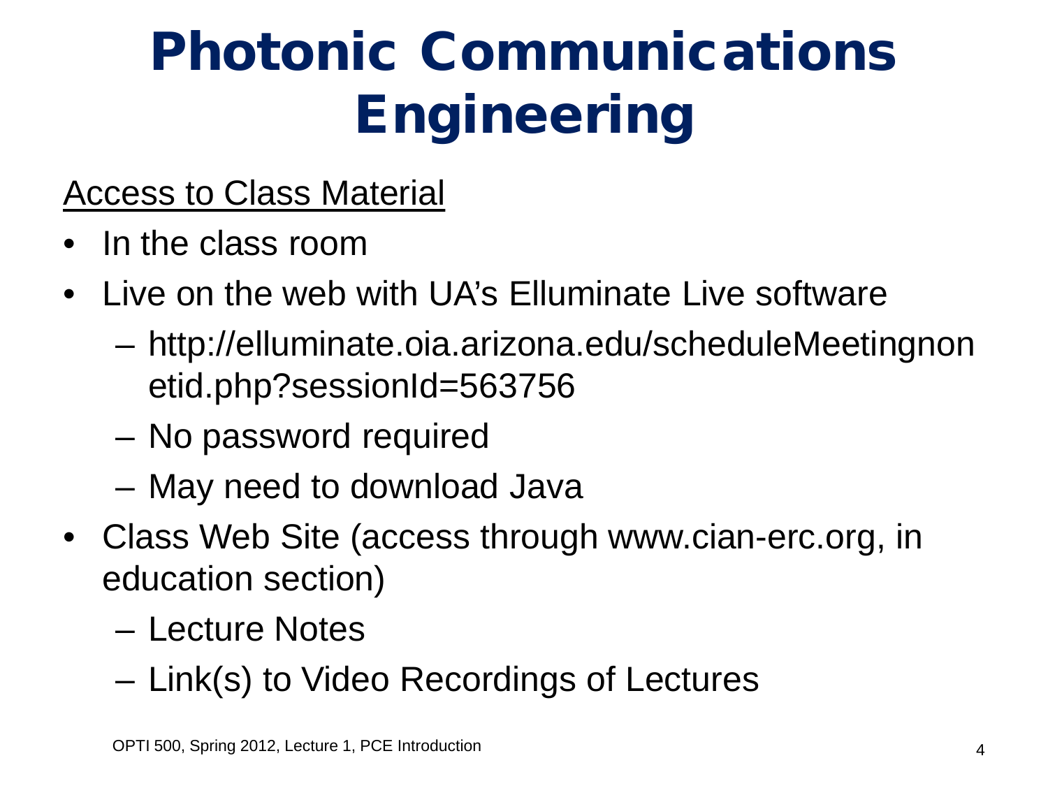# Photonic Communications Engineering

Access to Class Material

- In the class room
- Live on the web with UA's Elluminate Live software
  - http://elluminate.oia.arizona.edu/scheduleMeetingnonetid.php?sessionId=563756
  - No password required
  - May need to download Java
- Class Web Site (access through www.cian-erc.org, in education section)
  - Lecture Notes
  - Link(s) to Video Recordings of Lectures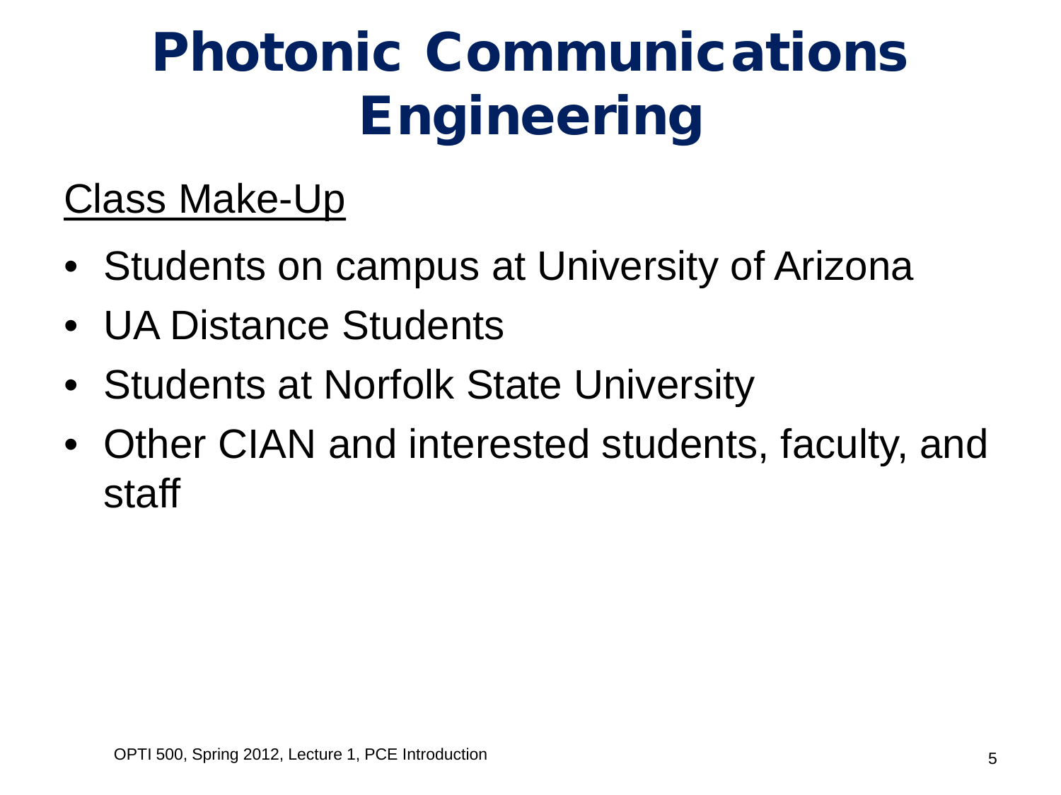# Photonic Communications Engineering

Class Make-Up

- Students on campus at University of Arizona
- UA Distance Students
- Students at Norfolk State University
- Other CIAN and interested students, faculty, and staff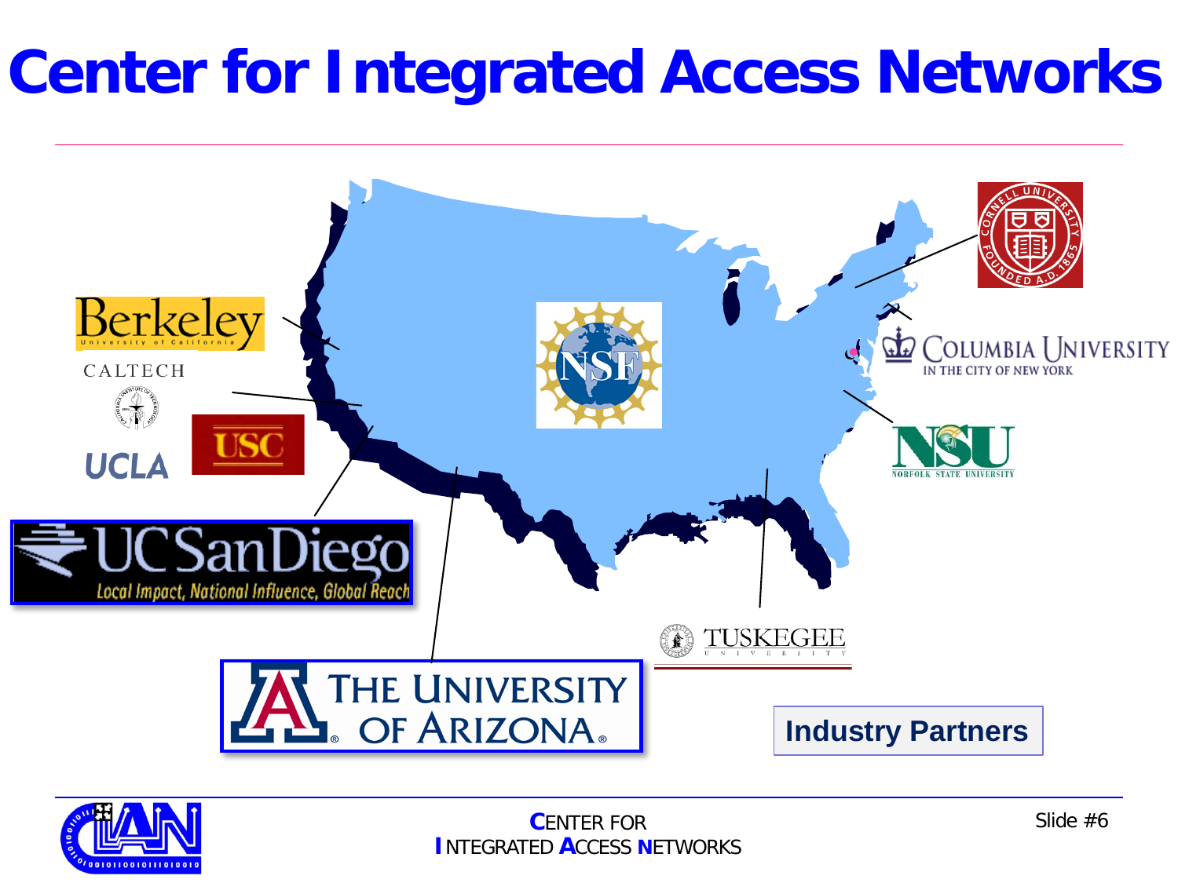# Center for Integrated Access Networks

Berkeley
University of California

CALTECH

USC

UCLA

UCSanDiego
*Local Impact, National Influence, Global Reach*

THE UNIVERSITY OF ARIZONA

NSF

Cornell University Founded A.D. 1865

Columbia University in the City of New York

NSU
Norfolk State University

Tuskegee University

**Industry Partners**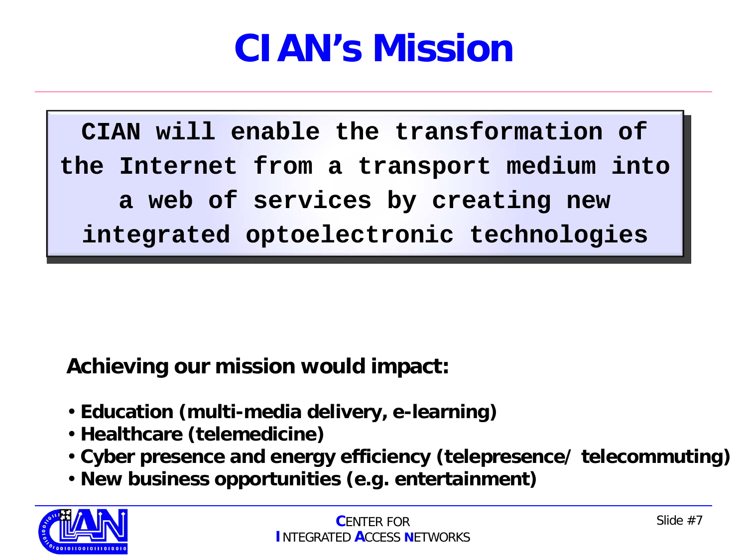# CIAN's Mission

**CIAN will enable the transformation of the Internet from a transport medium into a web of services by creating new integrated optoelectronic technologies**

**Achieving our mission would impact:**

- **Education (multi-media delivery, e-learning)**
- **Healthcare (telemedicine)**
- **Cyber presence and energy efficiency (telepresence/ telecommuting)**
- **New business opportunities (e.g. entertainment)**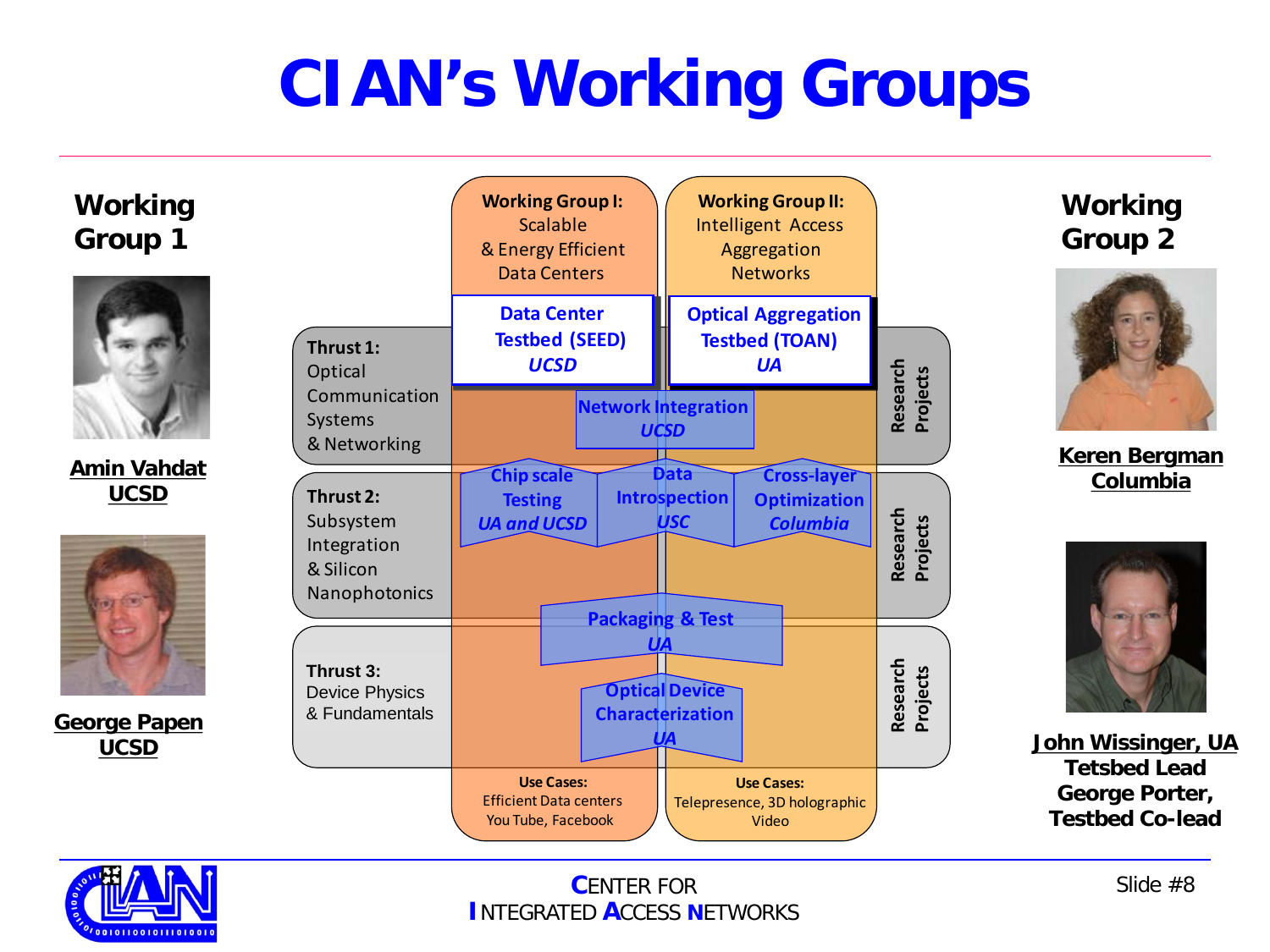# CIAN's Working Groups

## Working Group 1

**Amin Vahdat**
**UCSD**

**George Papen**
**UCSD**

## Working Group 2

**Keren Bergman**
**Columbia**

**John Wissinger, UA**
**Tetsbed Lead**
**George Porter,**
**Testbed Co-lead**

---

**Working Group I:** Scalable & Energy Efficient Data Centers

**Working Group II:** Intelligent Access Aggregation Networks

**Thrust 1:** Optical Communication Systems & Networking

**Thrust 2:** Subsystem Integration & Silicon Nanophotonics

**Thrust 3:** Device Physics & Fundamentals

- Data Center Testbed (SEED) *UCSD*
- Optical Aggregation Testbed (TOAN) *UA*
- Network Integration *UCSD*
- Chip scale Testing *UA and UCSD*
- Data Introspection *USC*
- Cross-layer Optimization *Columbia*
- Packaging & Test *UA*
- Optical Device Characterization *UA*

Research Projects

Research Projects

Research Projects

**Use Cases:** Efficient Data centers You Tube, Facebook

**Use Cases:** Telepresence, 3D holographic Video

CENTER FOR INTEGRATED ACCESS NETWORKS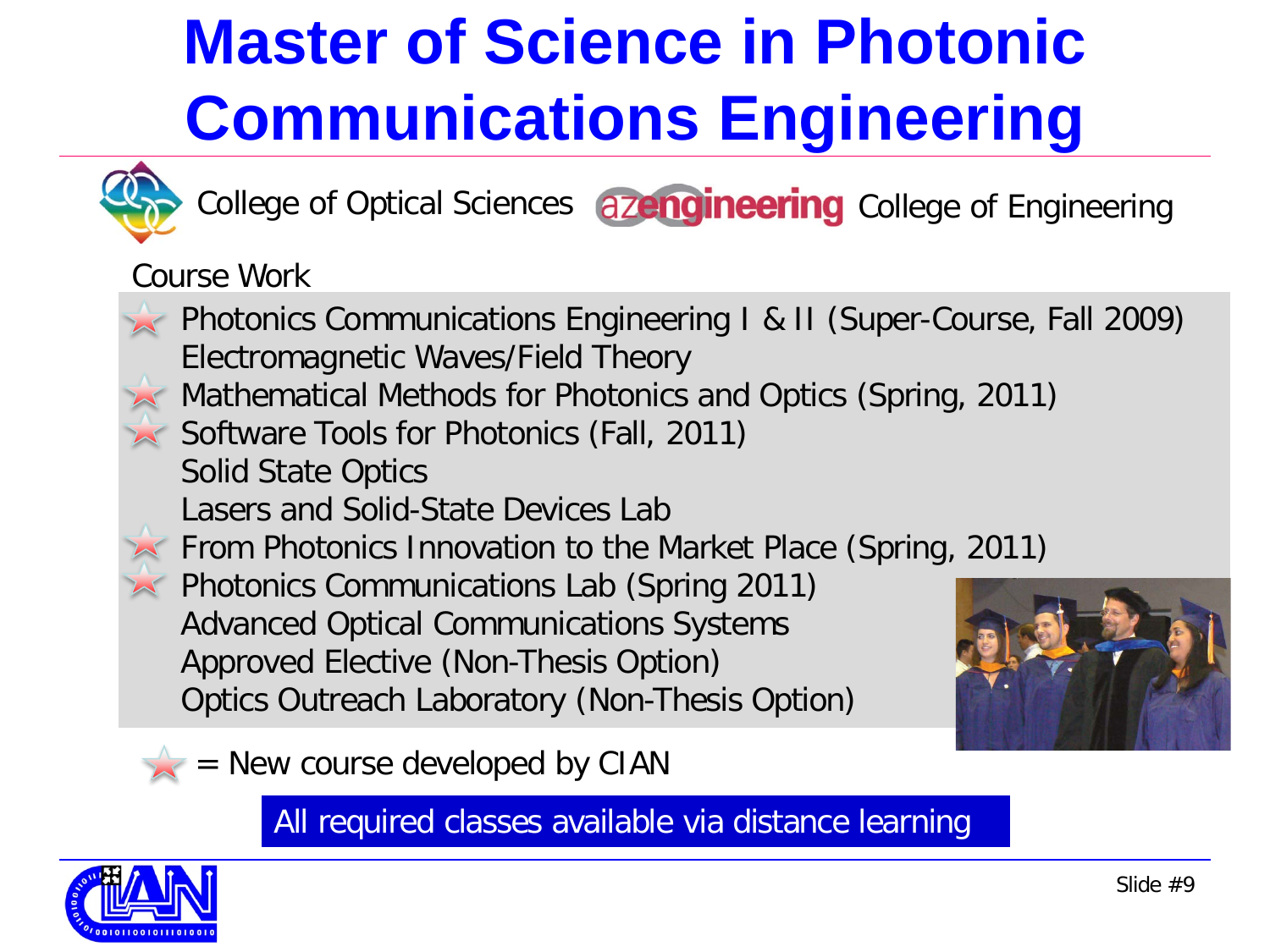# Master of Science in Photonic Communications Engineering

College of Optical Sciences azengineering College of Engineering

Course Work

- ★ Photonics Communications Engineering I & II (Super-Course, Fall 2009)
- Electromagnetic Waves/Field Theory
- ★ Mathematical Methods for Photonics and Optics (Spring, 2011)
- ★ Software Tools for Photonics (Fall, 2011)
- Solid State Optics
- Lasers and Solid-State Devices Lab
- ★ From Photonics Innovation to the Market Place (Spring, 2011)
- ★ Photonics Communications Lab (Spring 2011)
- Advanced Optical Communications Systems
- Approved Elective (Non-Thesis Option)
- Optics Outreach Laboratory (Non-Thesis Option)

★ = New course developed by CIAN

**All required classes available via distance learning**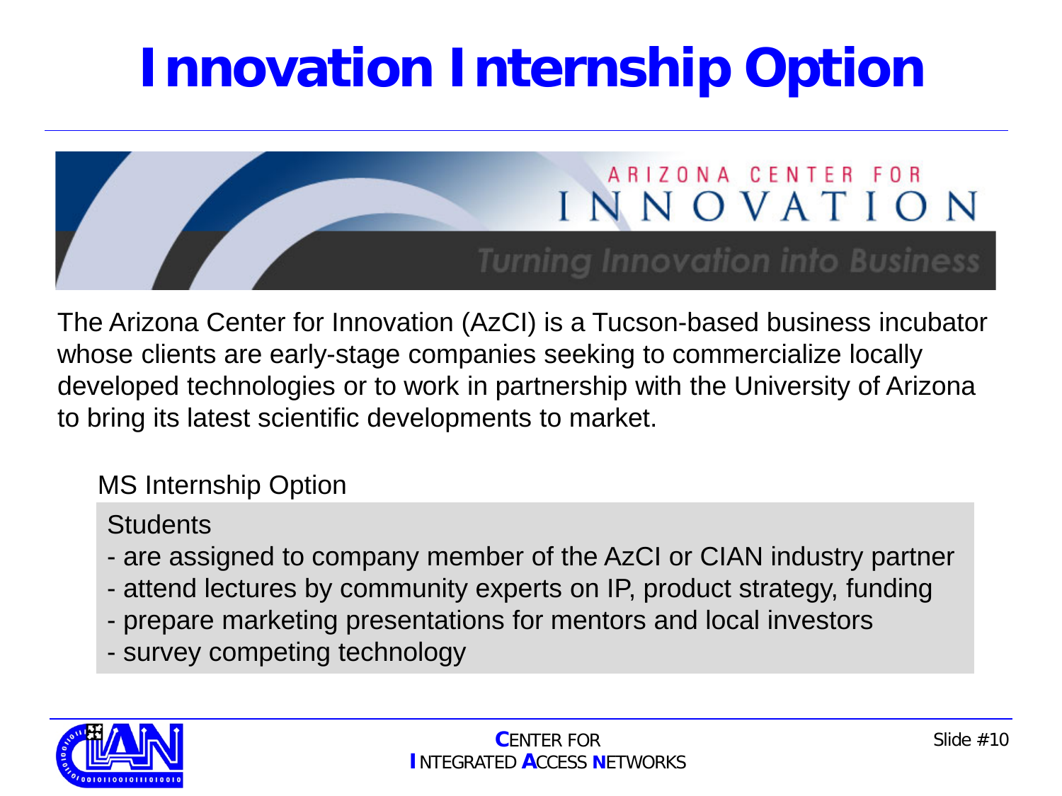# Innovation Internship Option

ARIZONA CENTER FOR INNOVATION

*Turning Innovation into Business*

The Arizona Center for Innovation (AzCI) is a Tucson-based business incubator whose clients are early-stage companies seeking to commercialize locally developed technologies or to work in partnership with the University of Arizona to bring its latest scientific developments to market.

MS Internship Option

Students

- are assigned to company member of the AzCI or CIAN industry partner
- attend lectures by community experts on IP, product strategy, funding
- prepare marketing presentations for mentors and local investors
- survey competing technology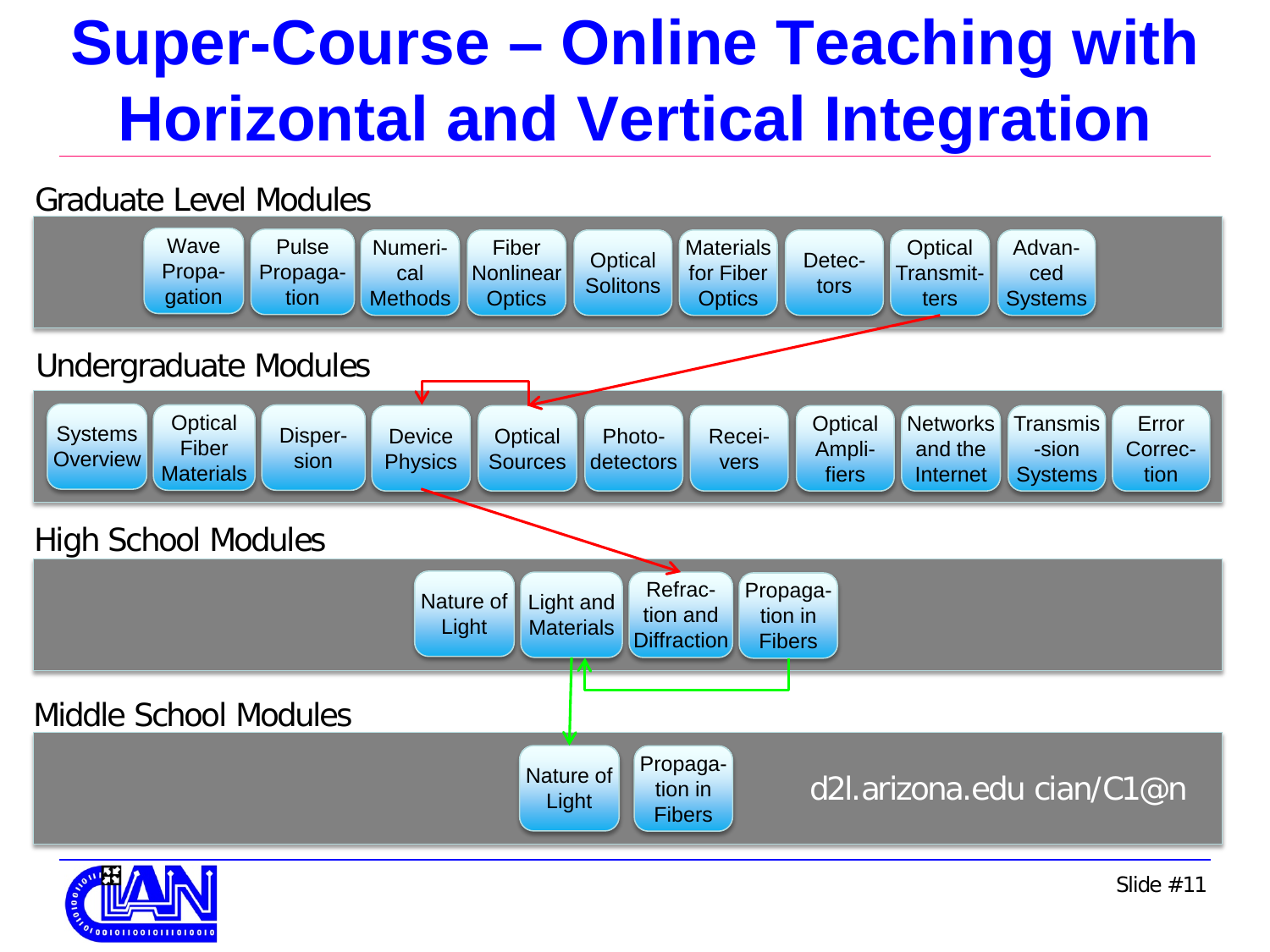# Super-Course – Online Teaching with Horizontal and Vertical Integration

## Graduate Level Modules

- Wave Propagation
- Pulse Propagation
- Numerical Methods
- Fiber Nonlinear Optics
- Optical Solitons
- Materials for Fiber Optics
- Detectors
- Optical Transmitters
- Advanced Systems

## Undergraduate Modules

- Systems Overview
- Optical Fiber Materials
- Dispersion
- Device Physics
- Optical Sources
- Photodetectors
- Receivers
- Optical Amplifiers
- Networks and the Internet
- Transmission Systems
- Error Correction

## High School Modules

- Nature of Light
- Light and Materials
- Refraction and Diffraction
- Propagation in Fibers

## Middle School Modules

- Nature of Light
- Propagation in Fibers

d2l.arizona.edu cian/C1@n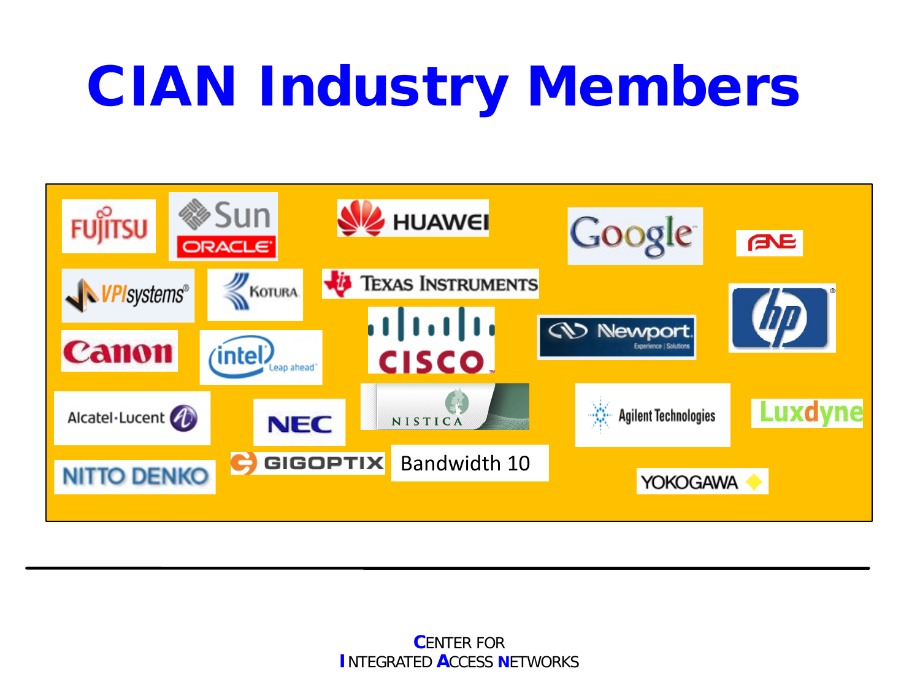# CIAN Industry Members

FUJITSU
Sun ORACLE
HUAWEI
Google
FNE
VPIsystems
KOTURA
TEXAS INSTRUMENTS
hp
Canon
intel Leap ahead
CISCO
Newport Experience | Solutions
Alcatel·Lucent
NEC
NISTICA
Agilent Technologies
Luxdyne
NITTO DENKO
GIGOPTIX
Bandwidth 10
YOKOGAWA

CENTER FOR
INTEGRATED ACCESS NETWORKS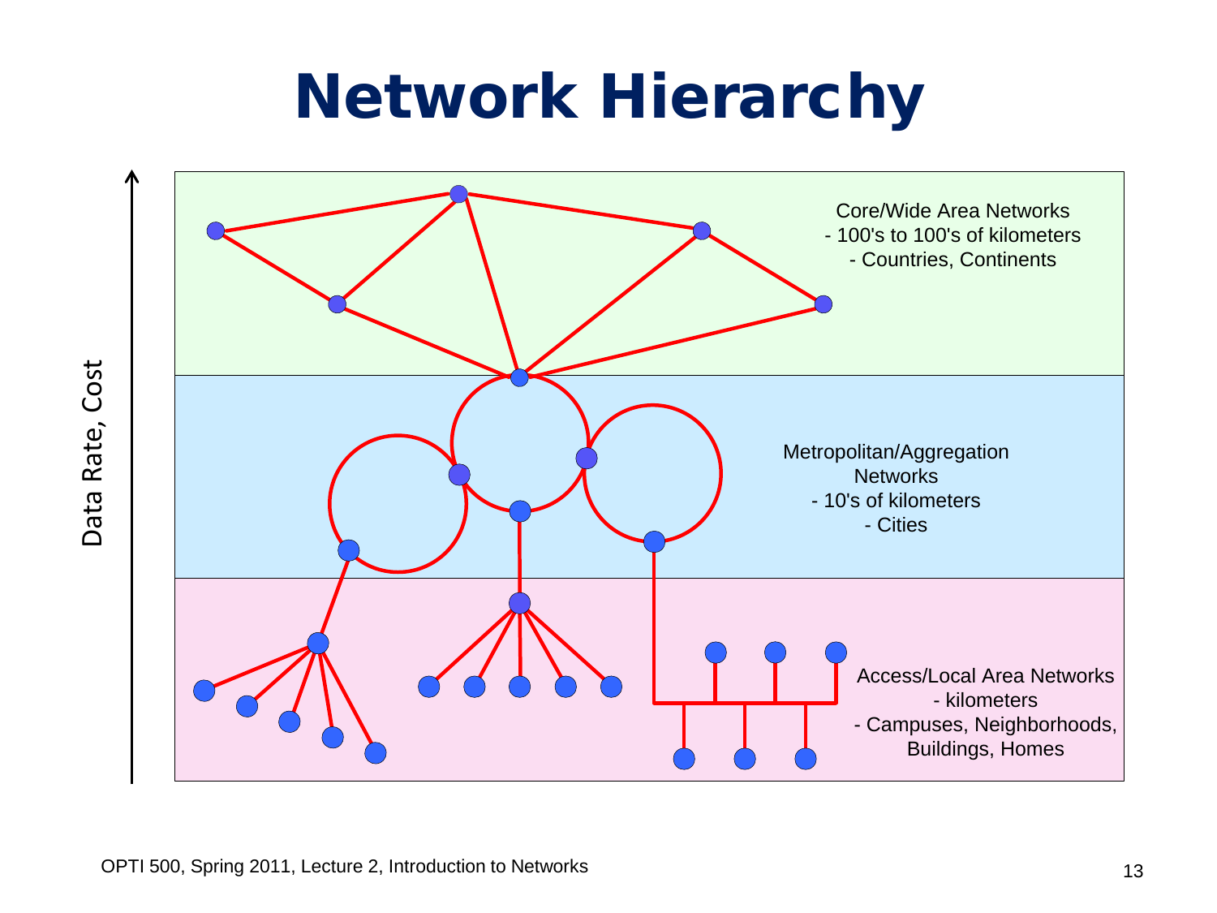# Network Hierarchy

Data Rate, Cost

Core/Wide Area Networks
- 100's to 100's of kilometers
- Countries, Continents

Metropolitan/Aggregation Networks
- 10's of kilometers
- Cities

Access/Local Area Networks
- kilometers
- Campuses, Neighborhoods, Buildings, Homes

OPTI 500, Spring 2011, Lecture 2, Introduction to Networks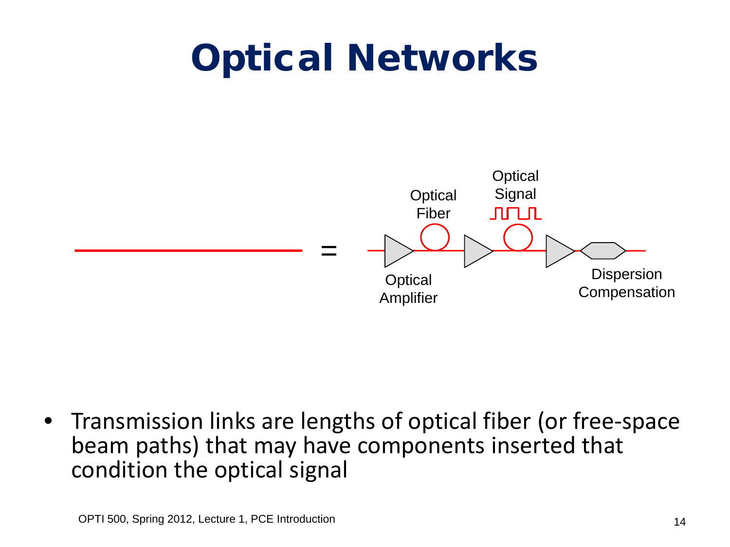# Optical Networks

Optical Fiber

Optical Signal

Optical Amplifier

Dispersion Compensation

- Transmission links are lengths of optical fiber (or free-space beam paths) that may have components inserted that condition the optical signal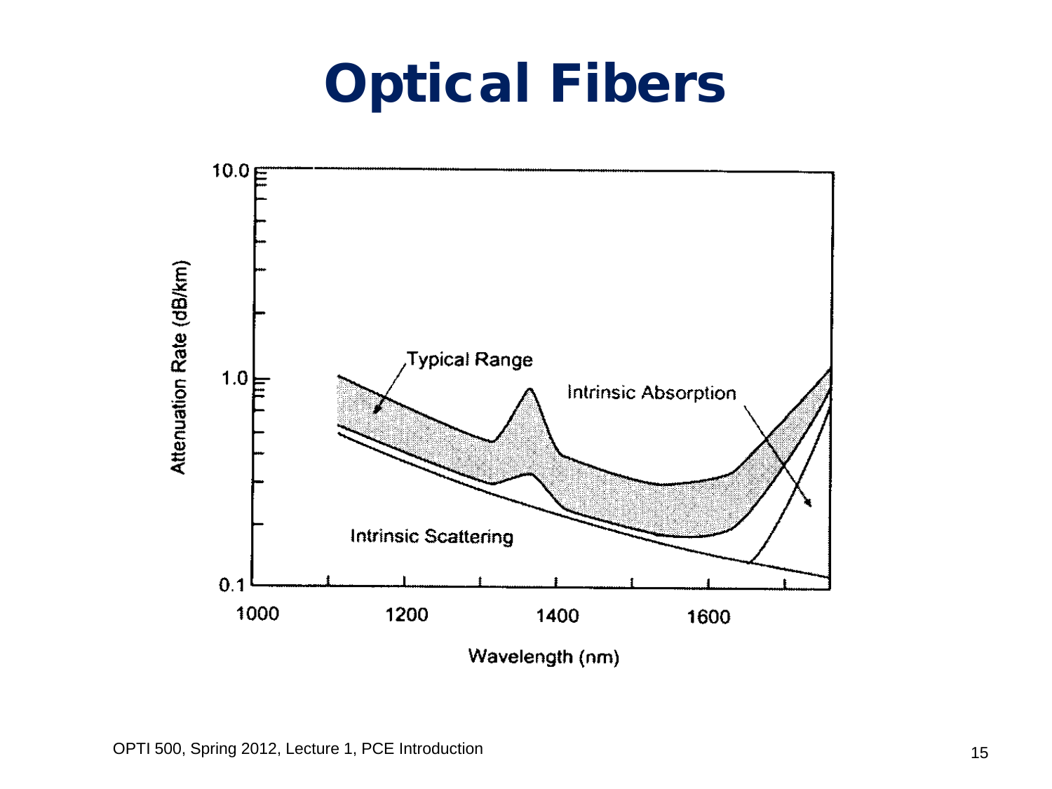# Optical Fibers

Attenuation Rate (dB/km)

10.0

1.0

0.1

Typical Range

Intrinsic Absorption

Intrinsic Scattering

1000 1200 1400 1600

Wavelength (nm)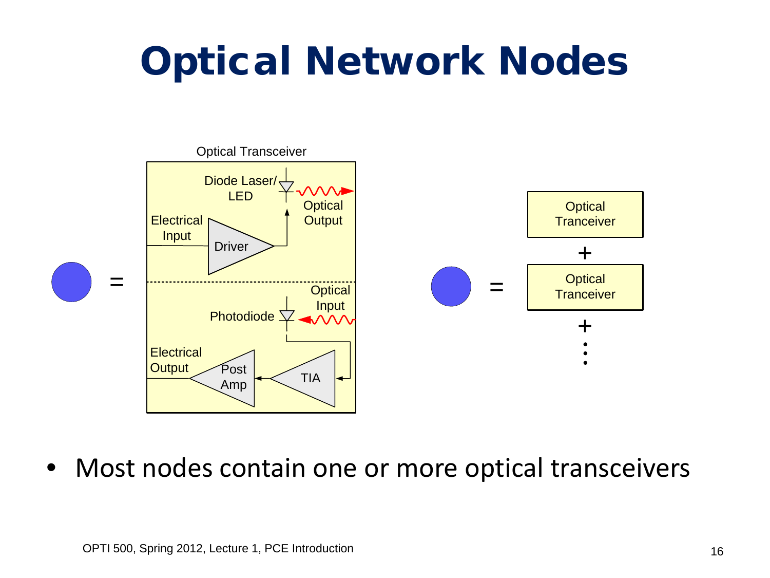# Optical Network Nodes

Optical Transceiver

Diode Laser/ LED

Optical Output

Electrical Input

Driver

Optical Input

Photodiode

Electrical Output

Post Amp

TIA

Optical Tranceiver

+

Optical Tranceiver

+

- Most nodes contain one or more optical transceivers

OPTI 500, Spring 2012, Lecture 1, PCE Introduction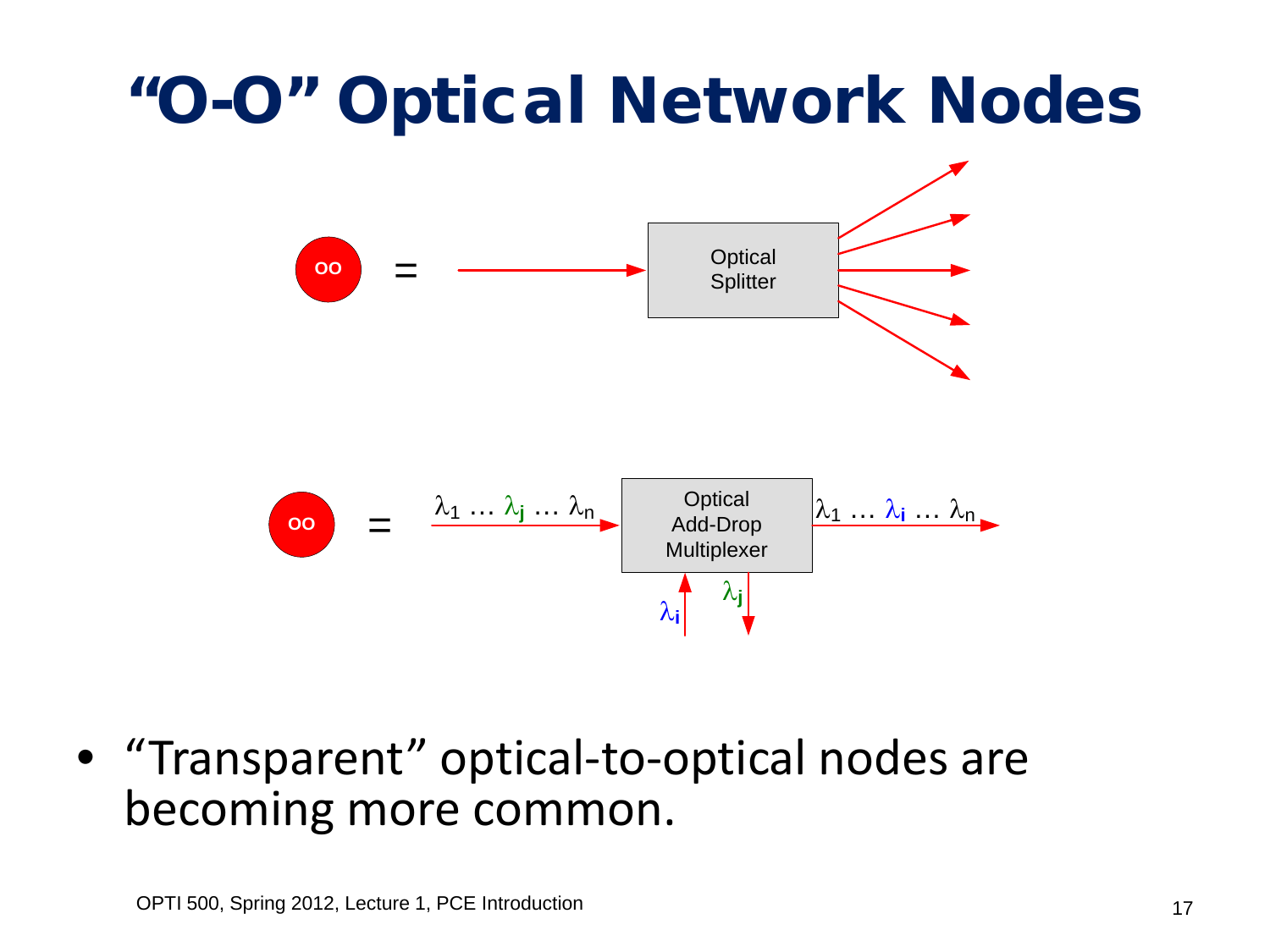# "O-O" Optical Network Nodes

OO = Optical Splitter

OO = $\lambda_1 \ldots \lambda_j \ldots \lambda_n$ → Optical Add-Drop Multiplexer → $\lambda_1 \ldots \lambda_i \ldots \lambda_n$ (add $\lambda_i$, drop $\lambda_j$)

- "Transparent" optical-to-optical nodes are becoming more common.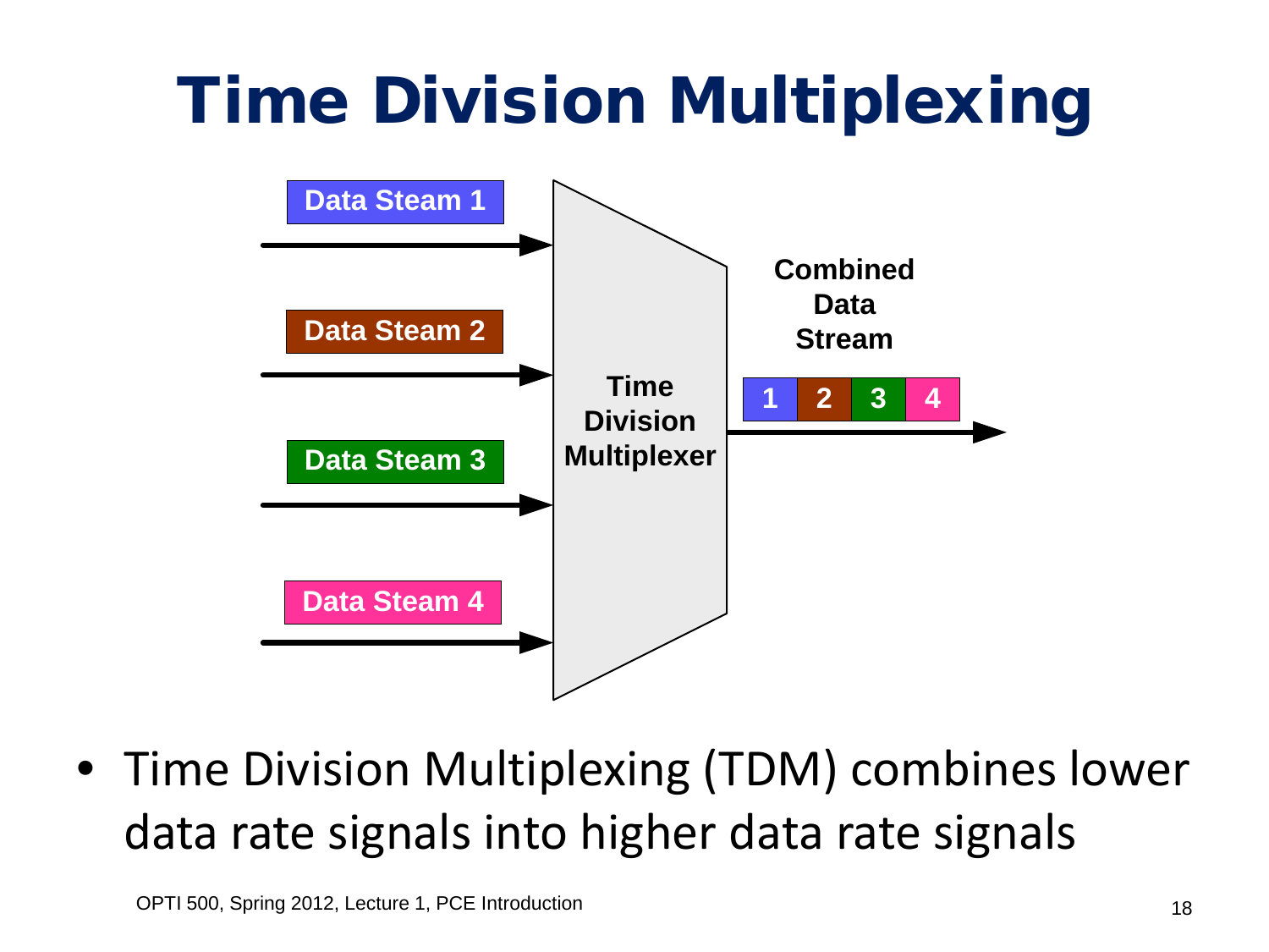# Time Division Multiplexing

Data Steam 1

Data Steam 2

Data Steam 3

Data Steam 4

Time Division Multiplexer

Combined Data Stream

| 1 | 2 | 3 | 4 |
|---|---|---|---|

- Time Division Multiplexing (TDM) combines lower data rate signals into higher data rate signals

OPTI 500, Spring 2012, Lecture 1, PCE Introduction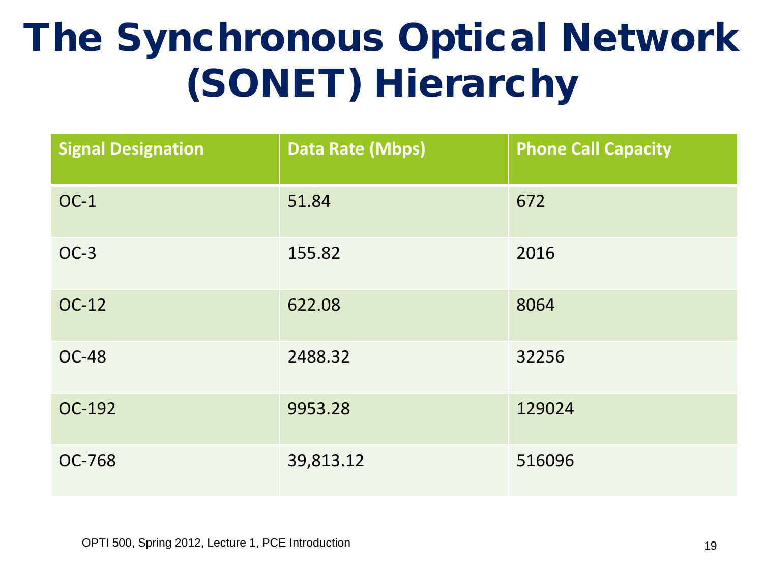# The Synchronous Optical Network (SONET) Hierarchy

| Signal Designation | Data Rate (Mbps) | Phone Call Capacity |
|---|---|---|
| OC-1 | 51.84 | 672 |
| OC-3 | 155.82 | 2016 |
| OC-12 | 622.08 | 8064 |
| OC-48 | 2488.32 | 32256 |
| OC-192 | 9953.28 | 129024 |
| OC-768 | 39,813.12 | 516096 |

OPTI 500, Spring 2012, Lecture 1, PCE Introduction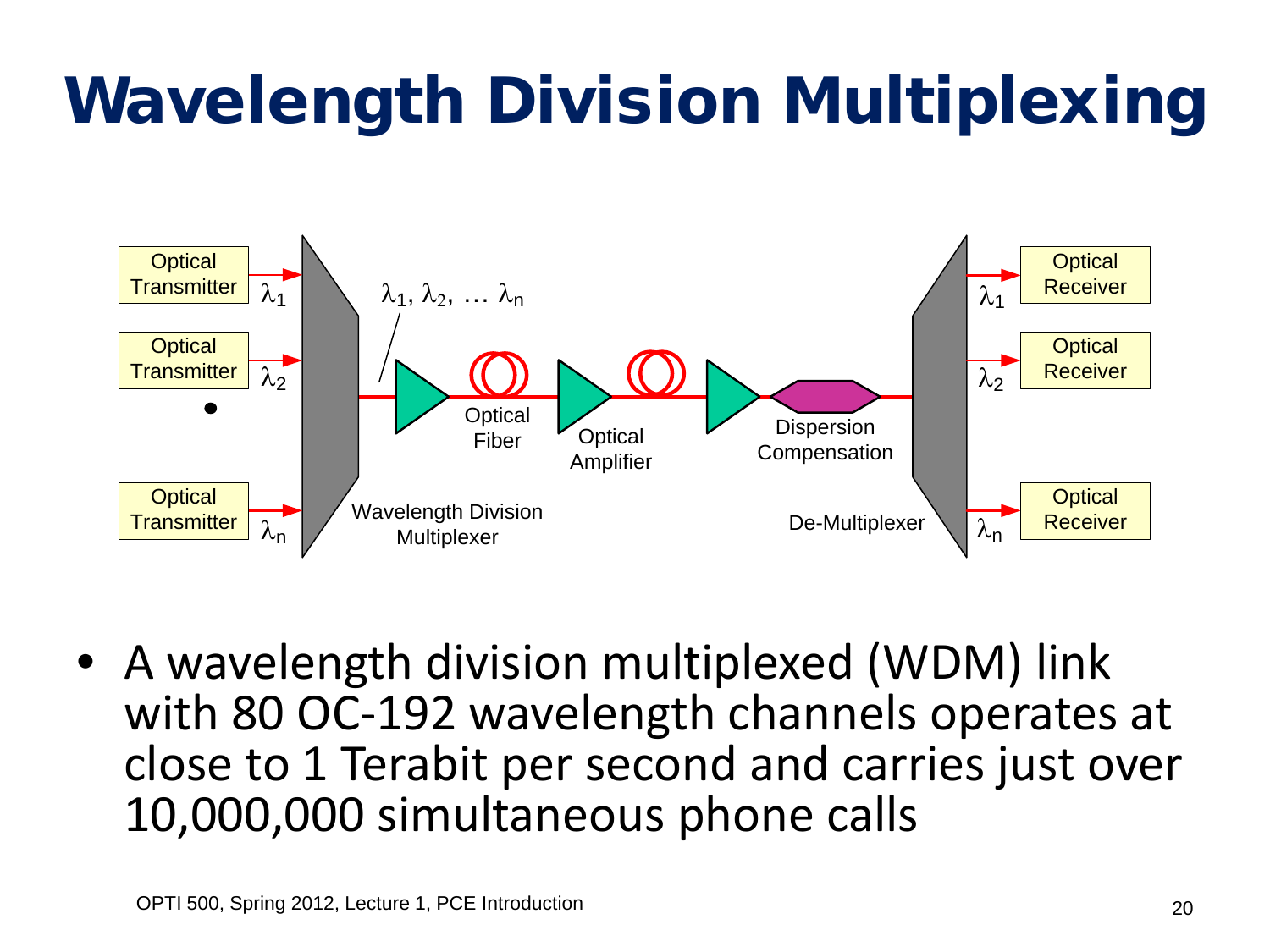# Wavelength Division Multiplexing

- A wavelength division multiplexed (WDM) link with 80 OC-192 wavelength channels operates at close to 1 Terabit per second and carries just over 10,000,000 simultaneous phone calls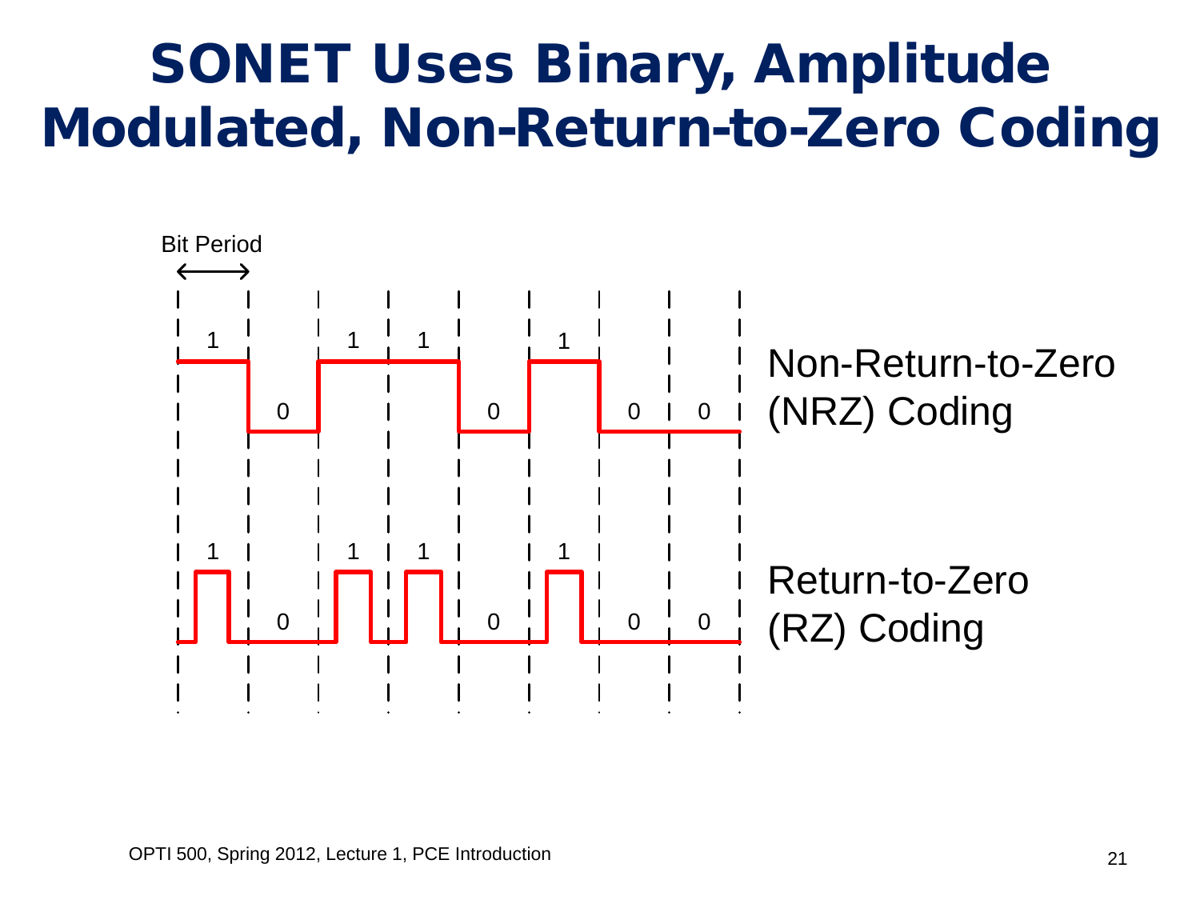# SONET Uses Binary, Amplitude Modulated, Non-Return-to-Zero Coding

Bit Period

1 0 1 1 0 1 0 0

Non-Return-to-Zero (NRZ) Coding

1 0 1 1 0 1 0 0

Return-to-Zero (RZ) Coding

OPTI 500, Spring 2012, Lecture 1, PCE Introduction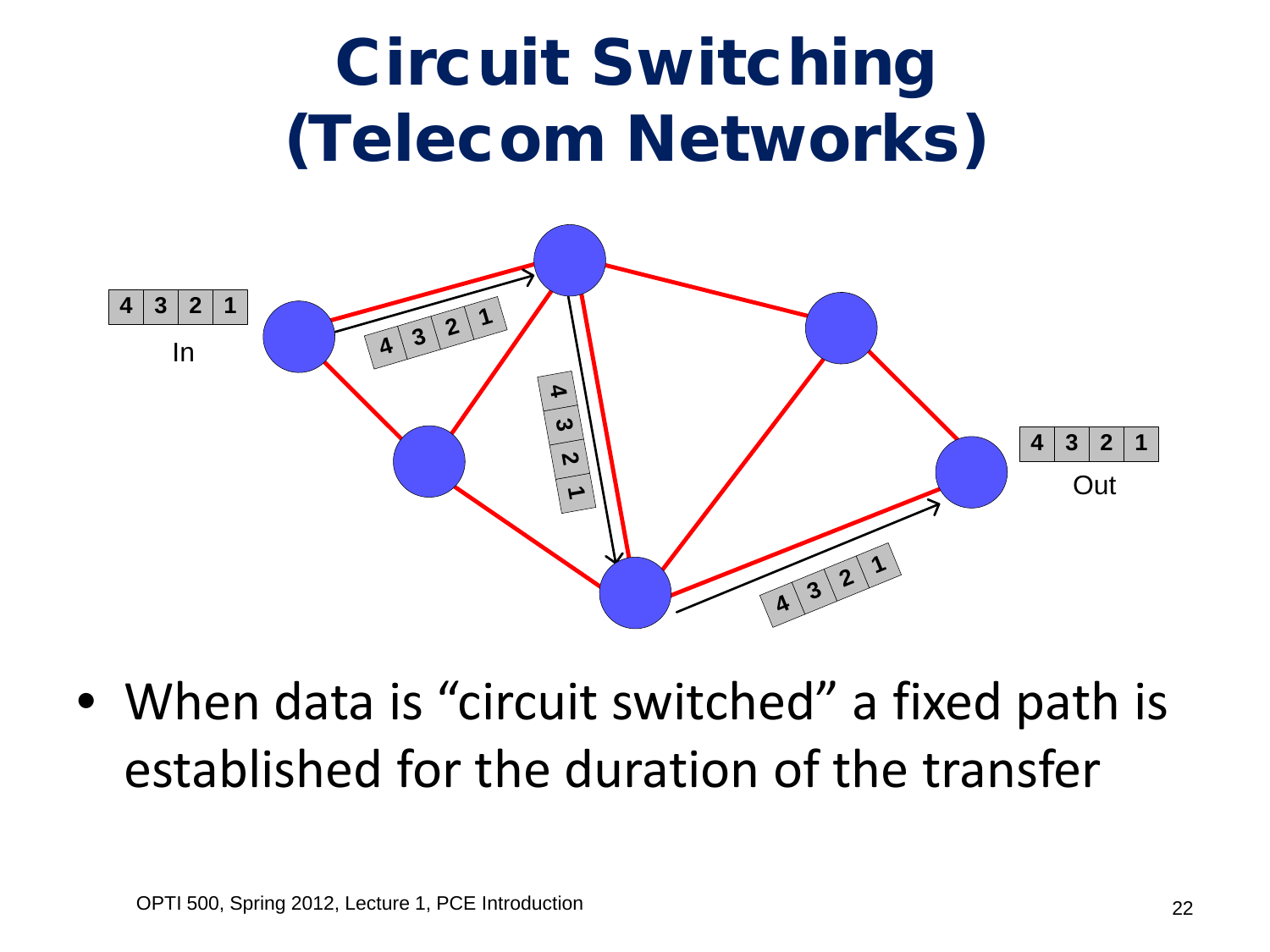# Circuit Switching (Telecom Networks)

- When data is "circuit switched" a fixed path is established for the duration of the transfer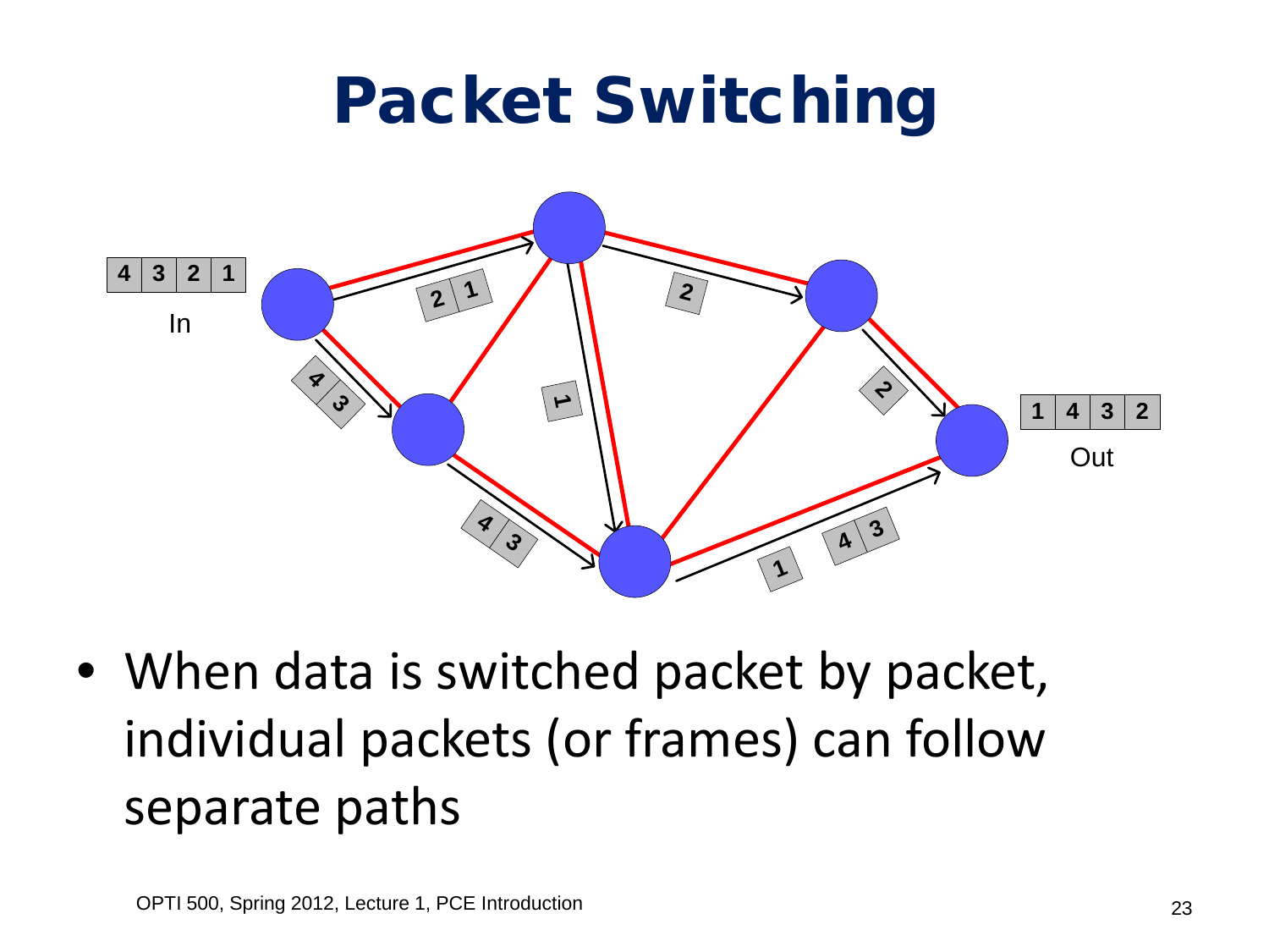# Packet Switching

- When data is switched packet by packet, individual packets (or frames) can follow separate paths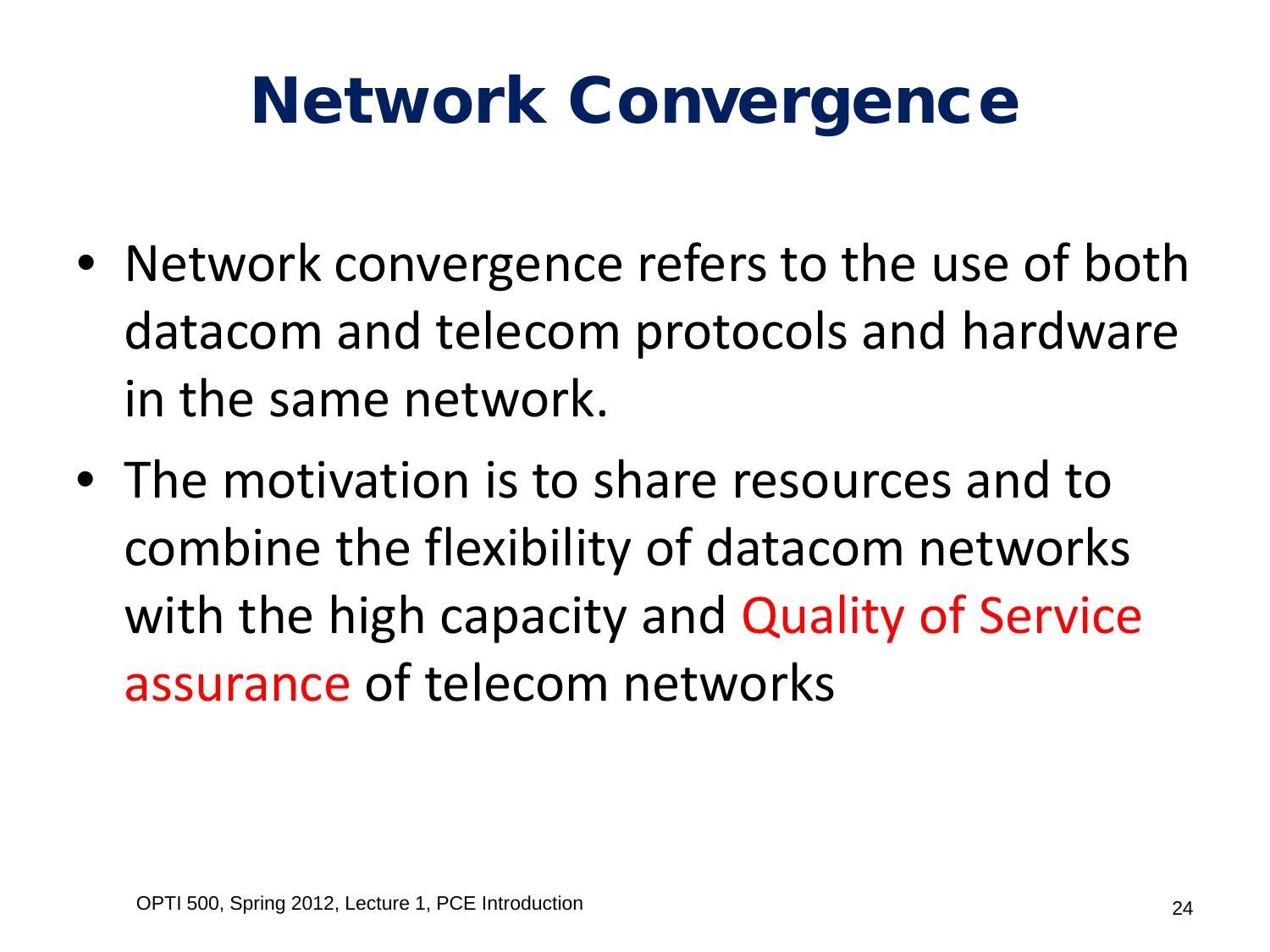# Network Convergence

- Network convergence refers to the use of both datacom and telecom protocols and hardware in the same network.
- The motivation is to share resources and to combine the flexibility of datacom networks with the high capacity and Quality of Service assurance of telecom networks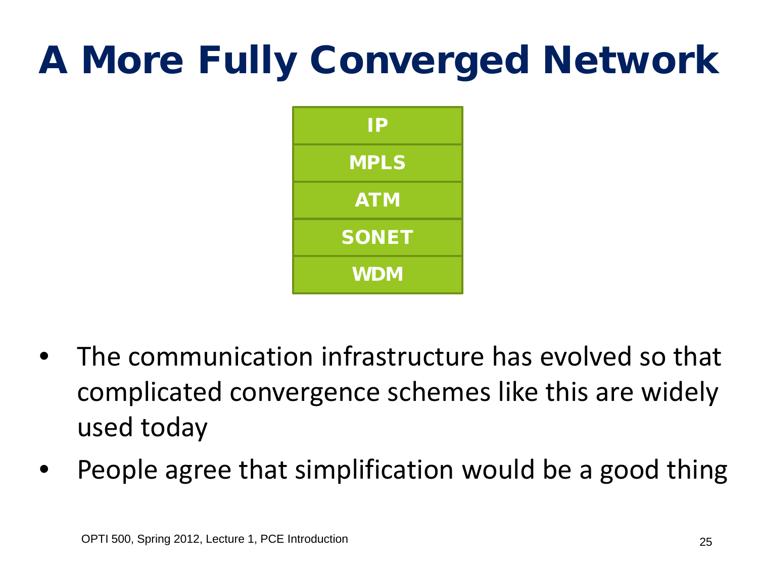# A More Fully Converged Network

| IP |
| --- |
| MPLS |
| ATM |
| SONET |
| WDM |

- The communication infrastructure has evolved so that complicated convergence schemes like this are widely used today
- People agree that simplification would be a good thing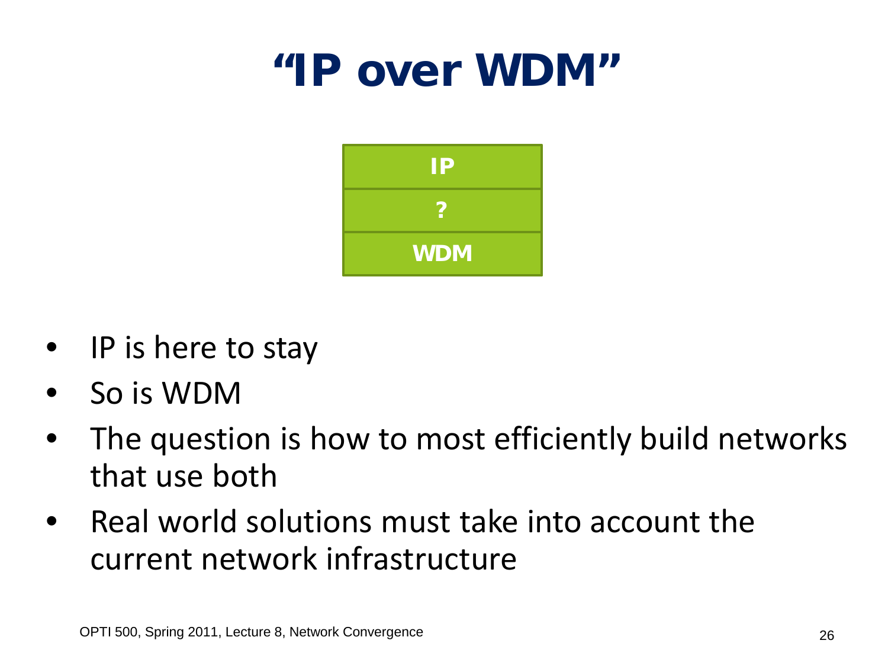# "IP over WDM"

IP

?

WDM

- IP is here to stay
- So is WDM
- The question is how to most efficiently build networks that use both
- Real world solutions must take into account the current network infrastructure